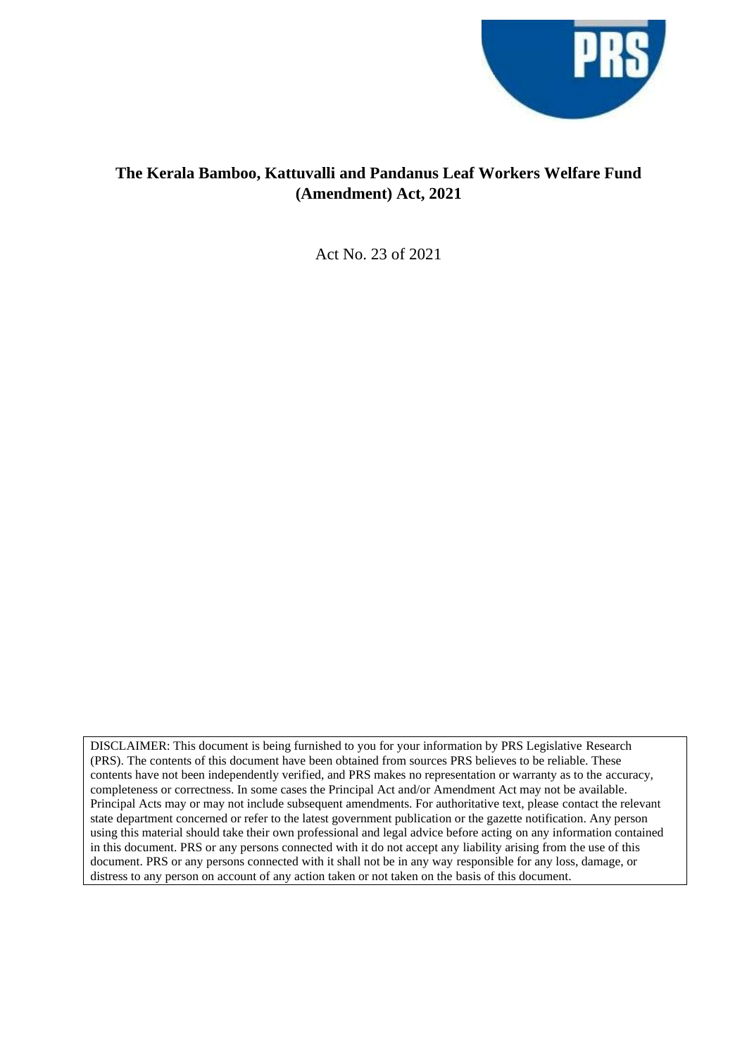# The Kerala Bamboo, Kattuvalli and Pandanus Leaf Workers Welfare Fund (Amendment) Act, 2021

Act No. 23 of 2021

DISCLAIMER: This document is being furnished to you for your information by PRS Legislative Research (PRS). The contents of this document have been obtained from sources PRS believes to be reliable. These contents have not been independently verified, and PRS makes no representation or warranty as to the accuracy, completeness or correctness. In some cases the Principal Act and/or Amendment Act may not be available. Principal Acts may or may not include subsequent amendments. For authoritative text, please contact the relevant state department concerned or refer to the latest government publication or the gazette notification. Any person using this material should take their own professional and legal advice before acting on any information contained in this document. PRS or any persons connected with it do not accept any liability arising from the use of this document. PRS or any persons connected with it shall not be in any way responsible for any loss, damage, or distress to any person on account of any action taken or not taken on the basis of this document.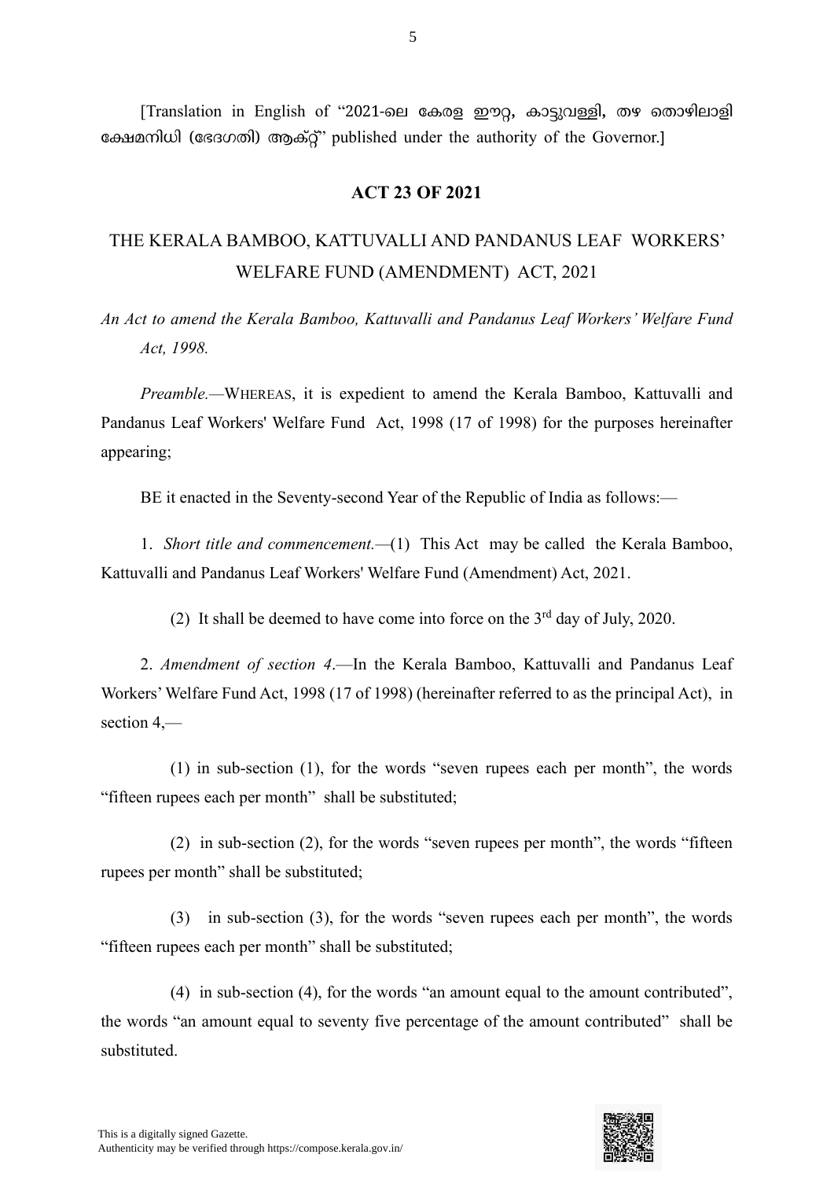[Translation in English of "2021-ലെ കേരള ഈറ്റ, കാട്ടുവള്ളി, തഴ തൊഴിലാളി ക്ഷേമനിധി (ഭേദഗതി) ആക്റ്റ്" published under the authority of the Governor.]

## ACT 23 OF 2021

## THE KERALA BAMBOO, KATTUVALLI AND PANDANUS LEAF WORKERS' WELFARE FUND (AMENDMENT) ACT, 2021

*An Act to amend the Kerala Bamboo, Kattuvalli and Pandanus Leaf Workers' Welfare Fund Act, 1998.*

*Preamble.*—WHEREAS, it is expedient to amend the Kerala Bamboo, Kattuvalli and Pandanus Leaf Workers' Welfare Fund Act, 1998 (17 of 1998) for the purposes hereinafter appearing;

BE it enacted in the Seventy-second Year of the Republic of India as follows:—

1. *Short title and commencement.*—(1) This Act may be called the Kerala Bamboo, Kattuvalli and Pandanus Leaf Workers' Welfare Fund (Amendment) Act, 2021.

(2) It shall be deemed to have come into force on the 3rd day of July, 2020.

2. *Amendment of section 4*.—In the Kerala Bamboo, Kattuvalli and Pandanus Leaf Workers' Welfare Fund Act, 1998 (17 of 1998) (hereinafter referred to as the principal Act), in section 4,—

(1) in sub-section (1), for the words "seven rupees each per month", the words "fifteen rupees each per month" shall be substituted;

(2) in sub-section (2), for the words "seven rupees per month", the words "fifteen rupees per month" shall be substituted;

(3) in sub-section (3), for the words "seven rupees each per month", the words "fifteen rupees each per month" shall be substituted;

(4) in sub-section (4), for the words "an amount equal to the amount contributed", the words "an amount equal to seventy five percentage of the amount contributed" shall be substituted.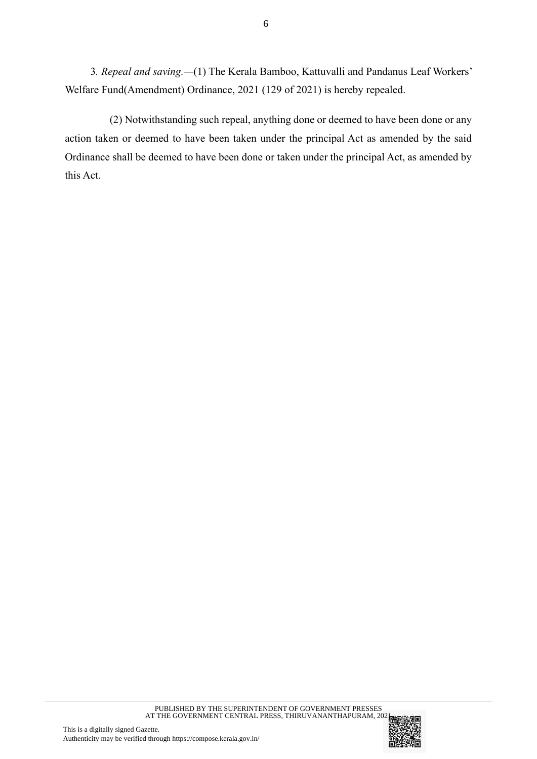3. *Repeal and saving.*—(1) The Kerala Bamboo, Kattuvalli and Pandanus Leaf Workers' Welfare Fund(Amendment) Ordinance, 2021 (129 of 2021) is hereby repealed.

(2) Notwithstanding such repeal, anything done or deemed to have been done or any action taken or deemed to have been taken under the principal Act as amended by the said Ordinance shall be deemed to have been done or taken under the principal Act, as amended by this Act.

PUBLISHED BY THE SUPERINTENDENT OF GOVERNMENT PRESSES
AT THE GOVERNMENT CENTRAL PRESS, THIRUVANANTHAPURAM, 2021

This is a digitally signed Gazette.
Authenticity may be verified through https://compose.kerala.gov.in/